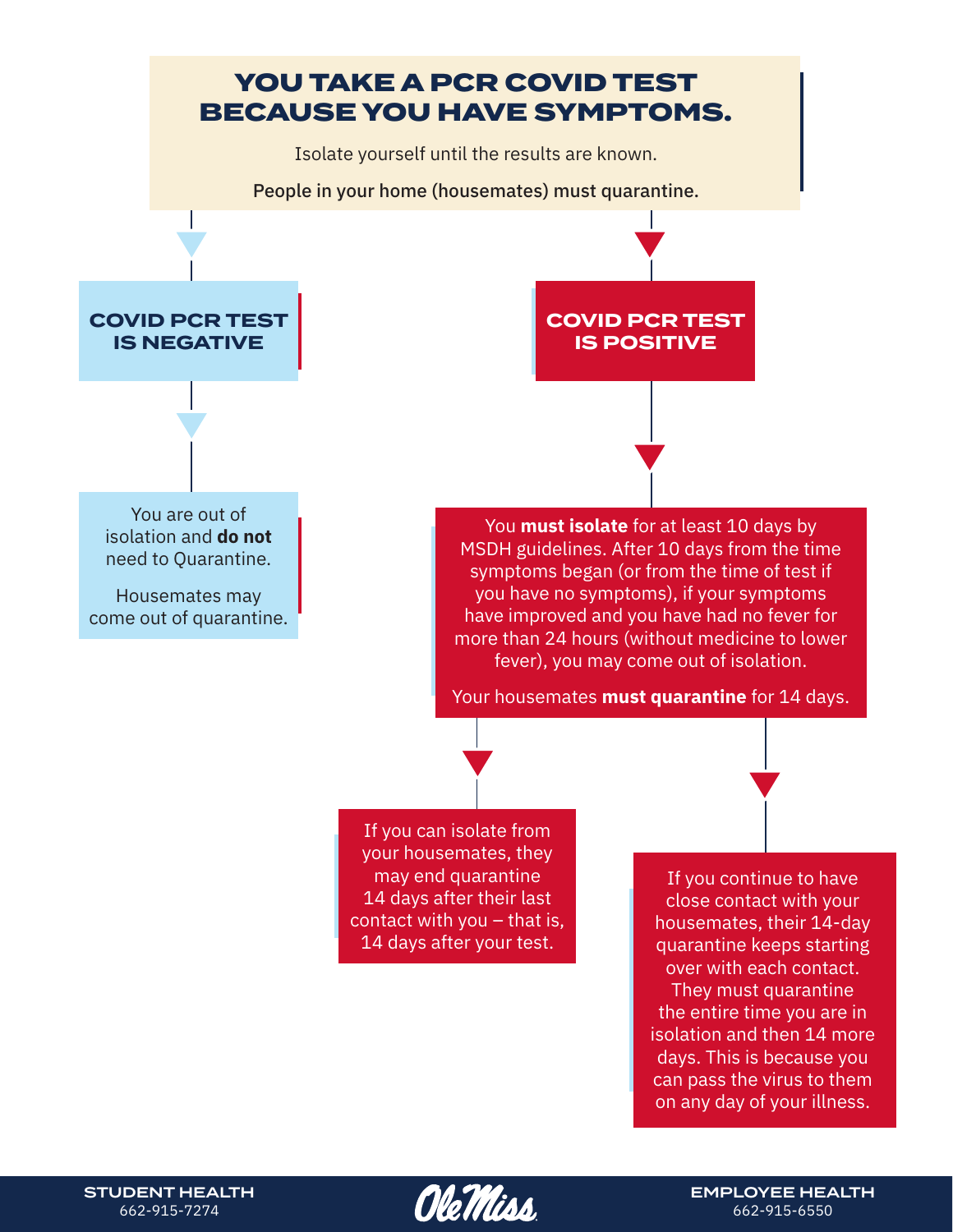# YOU TAKE A PCR COVID TEST BECAUSE YOU HAVE SYMPTOMS.

Isolate yourself until the results are known.

People in your home (housemates) must quarantine.

## COVID PCR TEST IS NEGATIVE

You are out of isolation and **do not** need to Quarantine.

Housemates may come out of quarantine.

## COVID PCR TEST IS POSITIVE

You **must isolate** for at least 10 days by MSDH guidelines. After 10 days from the time symptoms began (or from the time of test if you have no symptoms), if your symptoms have improved and you have had no fever for more than 24 hours (without medicine to lower fever), you may come out of isolation.

Your housemates **must quarantine** for 14 days.

If you can isolate from your housemates, they may end quarantine 14 days after their last contact with you – that is, 14 days after your test.

If you continue to have close contact with your housemates, their 14-day quarantine keeps starting over with each contact. They must quarantine the entire time you are in isolation and then 14 more days. This is because you can pass the virus to them on any day of your illness.

**STUDENT HEALTH**
662-915-7274

Ole Miss

**EMPLOYEE HEALTH**
662-915-6550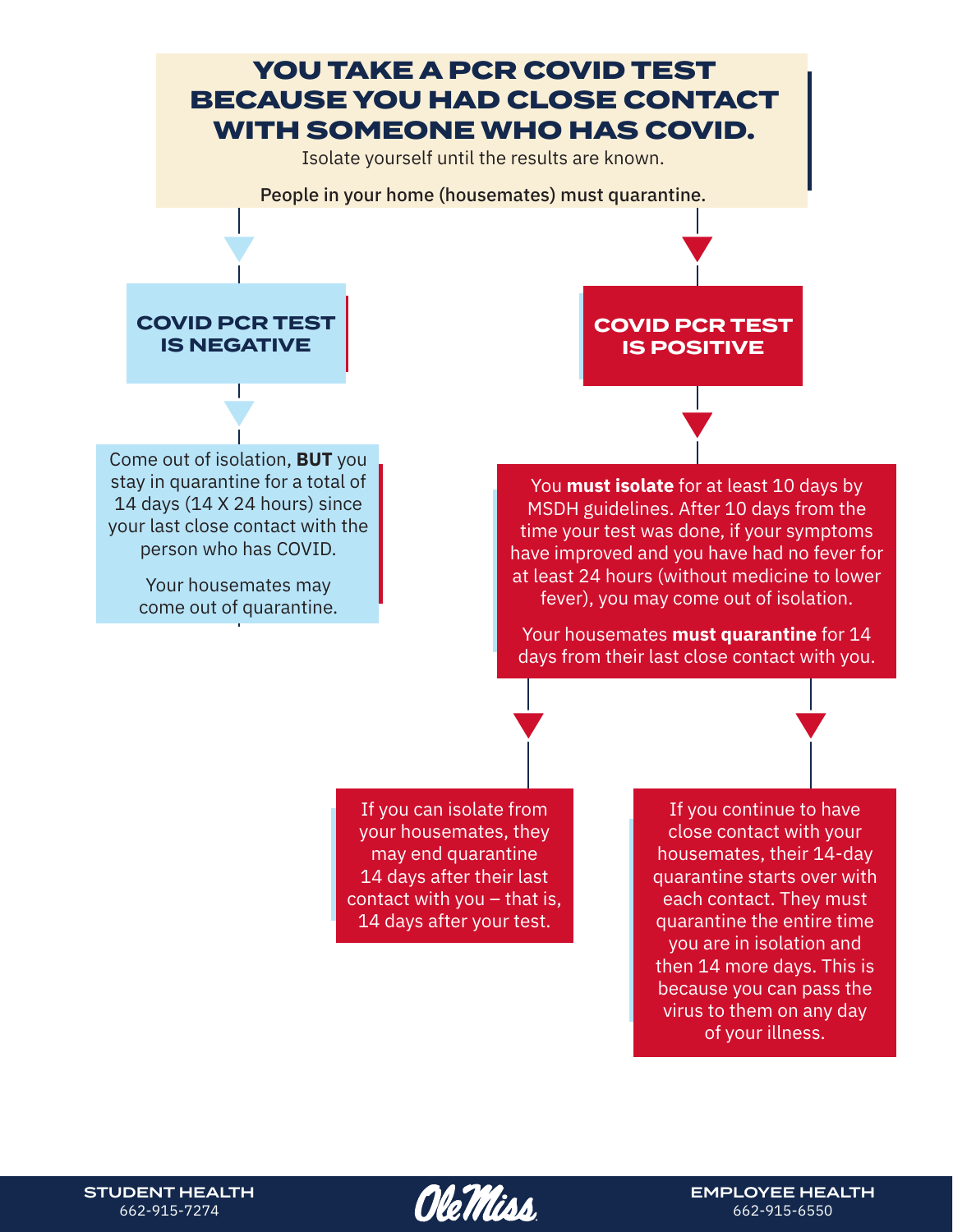# YOU TAKE A PCR COVID TEST BECAUSE YOU HAD CLOSE CONTACT WITH SOMEONE WHO HAS COVID.

Isolate yourself until the results are known.

People in your home (housemates) must quarantine.

## COVID PCR TEST IS NEGATIVE

Come out of isolation, **BUT** you stay in quarantine for a total of 14 days (14 X 24 hours) since your last close contact with the person who has COVID.

Your housemates may come out of quarantine.

## COVID PCR TEST IS POSITIVE

You **must isolate** for at least 10 days by MSDH guidelines. After 10 days from the time your test was done, if your symptoms have improved and you have had no fever for at least 24 hours (without medicine to lower fever), you may come out of isolation.

Your housemates **must quarantine** for 14 days from their last close contact with you.

- If you can isolate from your housemates, they may end quarantine 14 days after their last contact with you – that is, 14 days after your test.
- If you continue to have close contact with your housemates, their 14-day quarantine starts over with each contact. They must quarantine the entire time you are in isolation and then 14 more days. This is because you can pass the virus to them on any day of your illness.

**STUDENT HEALTH**
662-915-7274

Ole Miss

**EMPLOYEE HEALTH**
662-915-6550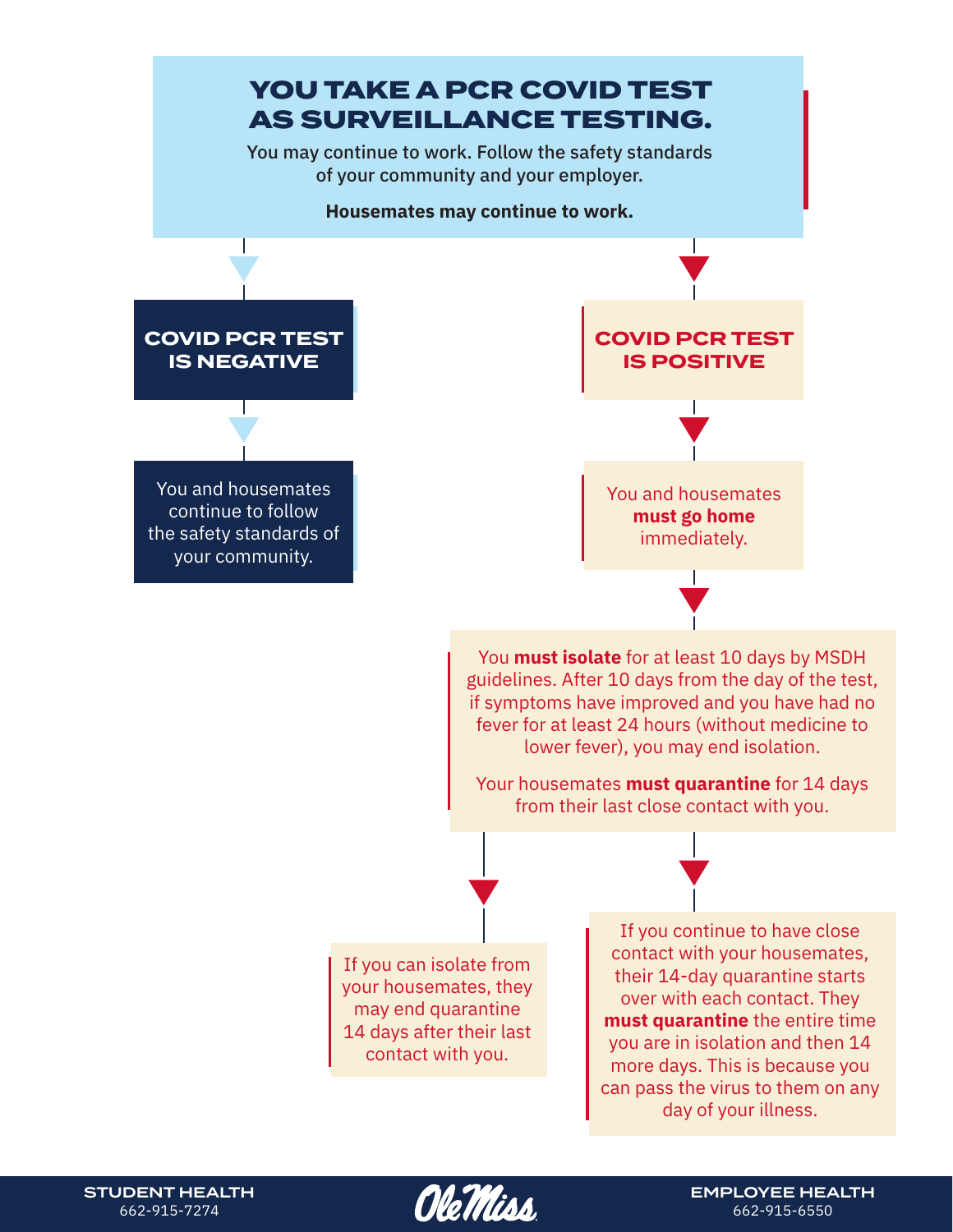# YOU TAKE A PCR COVID TEST AS SURVEILLANCE TESTING.

You may continue to work. Follow the safety standards of your community and your employer.

**Housemates may continue to work.**

## COVID PCR TEST IS NEGATIVE

You and housemates continue to follow the safety standards of your community.

## COVID PCR TEST IS POSITIVE

You and housemates **must go home** immediately.

You **must isolate** for at least 10 days by MSDH guidelines. After 10 days from the day of the test, if symptoms have improved and you have had no fever for at least 24 hours (without medicine to lower fever), you may end isolation.

Your housemates **must quarantine** for 14 days from their last close contact with you.

If you can isolate from your housemates, they may end quarantine 14 days after their last contact with you.

If you continue to have close contact with your housemates, their 14-day quarantine starts over with each contact. They **must quarantine** the entire time you are in isolation and then 14 more days. This is because you can pass the virus to them on any day of your illness.

**STUDENT HEALTH**
662-915-7274

Ole Miss

**EMPLOYEE HEALTH**
662-915-6550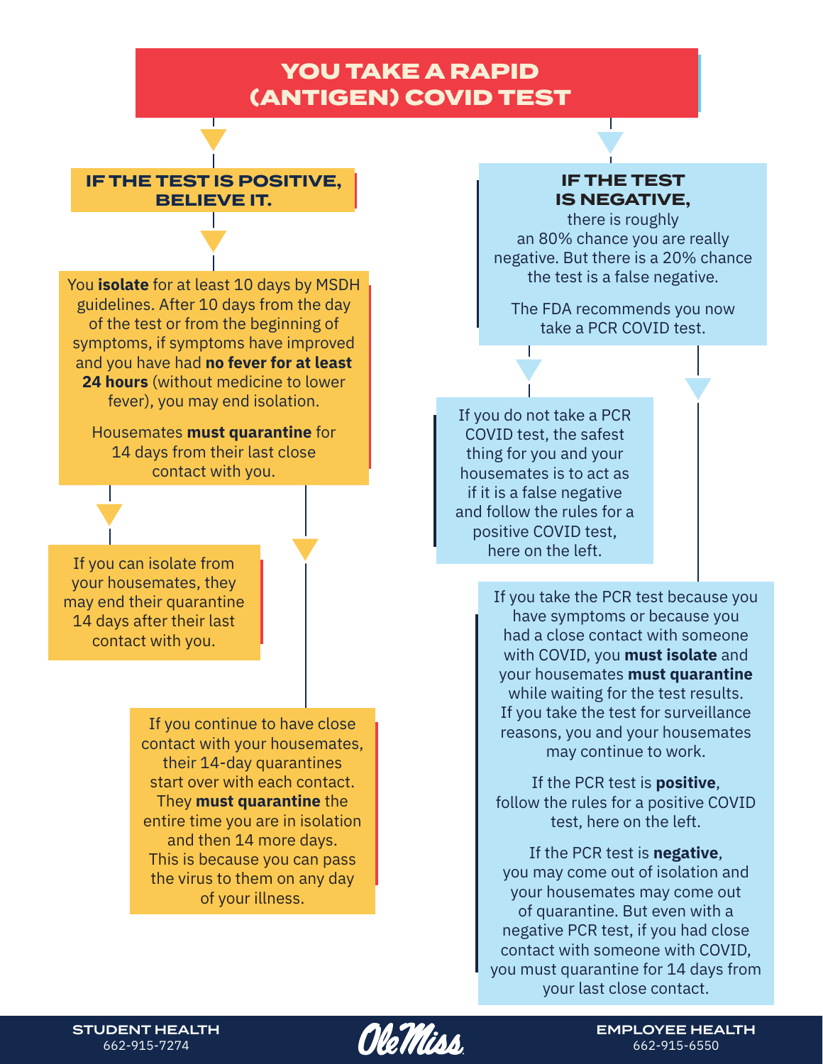# YOU TAKE A RAPID (ANTIGEN) COVID TEST

## IF THE TEST IS POSITIVE, BELIEVE IT.

You **isolate** for at least 10 days by MSDH guidelines. After 10 days from the day of the test or from the beginning of symptoms, if symptoms have improved and you have had **no fever for at least 24 hours** (without medicine to lower fever), you may end isolation.

Housemates **must quarantine** for 14 days from their last close contact with you.

If you can isolate from your housemates, they may end their quarantine 14 days after their last contact with you.

If you continue to have close contact with your housemates, their 14-day quarantines start over with each contact. They **must quarantine** the entire time you are in isolation and then 14 more days. This is because you can pass the virus to them on any day of your illness.

## IF THE TEST IS NEGATIVE,

there is roughly an 80% chance you are really negative. But there is a 20% chance the test is a false negative.

The FDA recommends you now take a PCR COVID test.

If you do not take a PCR COVID test, the safest thing for you and your housemates is to act as if it is a false negative and follow the rules for a positive COVID test, here on the left.

If you take the PCR test because you have symptoms or because you had a close contact with someone with COVID, you **must isolate** and your housemates **must quarantine** while waiting for the test results. If you take the test for surveillance reasons, you and your housemates may continue to work.

If the PCR test is **positive**, follow the rules for a positive COVID test, here on the left.

If the PCR test is **negative**, you may come out of isolation and your housemates may come out of quarantine. But even with a negative PCR test, if you had close contact with someone with COVID, you must quarantine for 14 days from your last close contact.

**STUDENT HEALTH**
662-915-7274

Ole Miss

**EMPLOYEE HEALTH**
662-915-6550